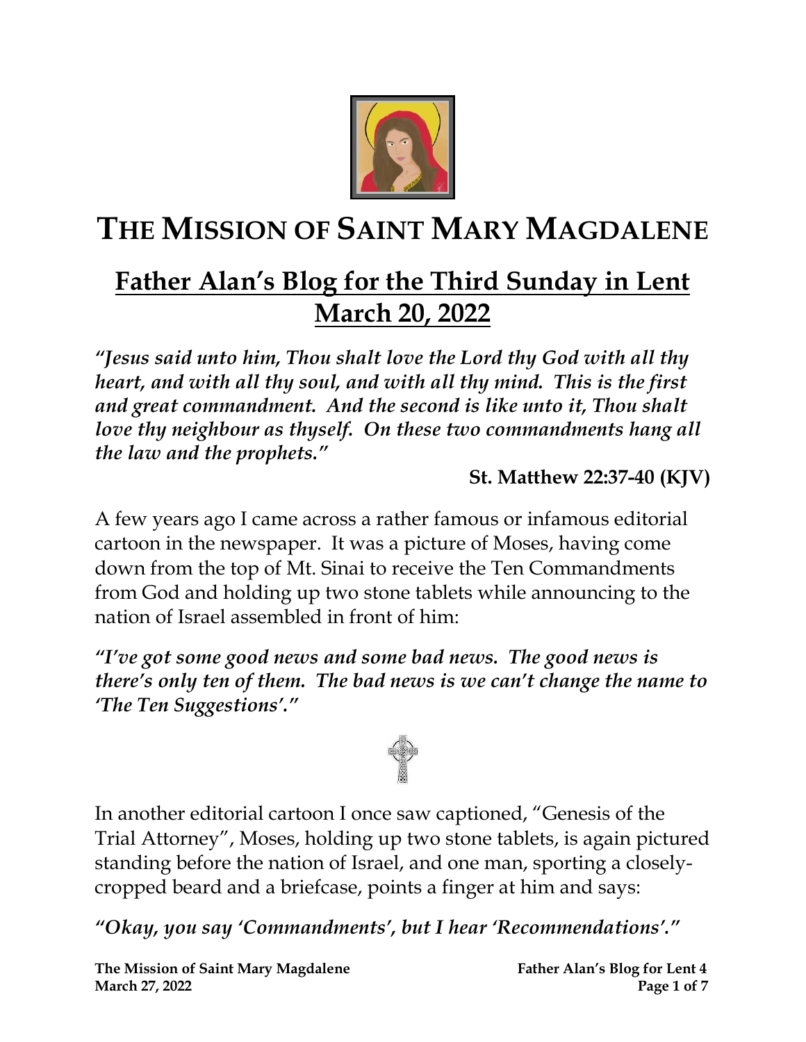# THE MISSION OF SAINT MARY MAGDALENE

## Father Alan's Blog for the Third Sunday in Lent March 20, 2022

***"Jesus said unto him, Thou shalt love the Lord thy God with all thy heart, and with all thy soul, and with all thy mind. This is the first and great commandment. And the second is like unto it, Thou shalt love thy neighbour as thyself. On these two commandments hang all the law and the prophets."***

**St. Matthew 22:37-40 (KJV)**

A few years ago I came across a rather famous or infamous editorial cartoon in the newspaper. It was a picture of Moses, having come down from the top of Mt. Sinai to receive the Ten Commandments from God and holding up two stone tablets while announcing to the nation of Israel assembled in front of him:

***"I've got some good news and some bad news. The good news is there's only ten of them. The bad news is we can't change the name to 'The Ten Suggestions'."***

In another editorial cartoon I once saw captioned, "Genesis of the Trial Attorney", Moses, holding up two stone tablets, is again pictured standing before the nation of Israel, and one man, sporting a closely-cropped beard and a briefcase, points a finger at him and says:

***"Okay, you say 'Commandments', but I hear 'Recommendations'."***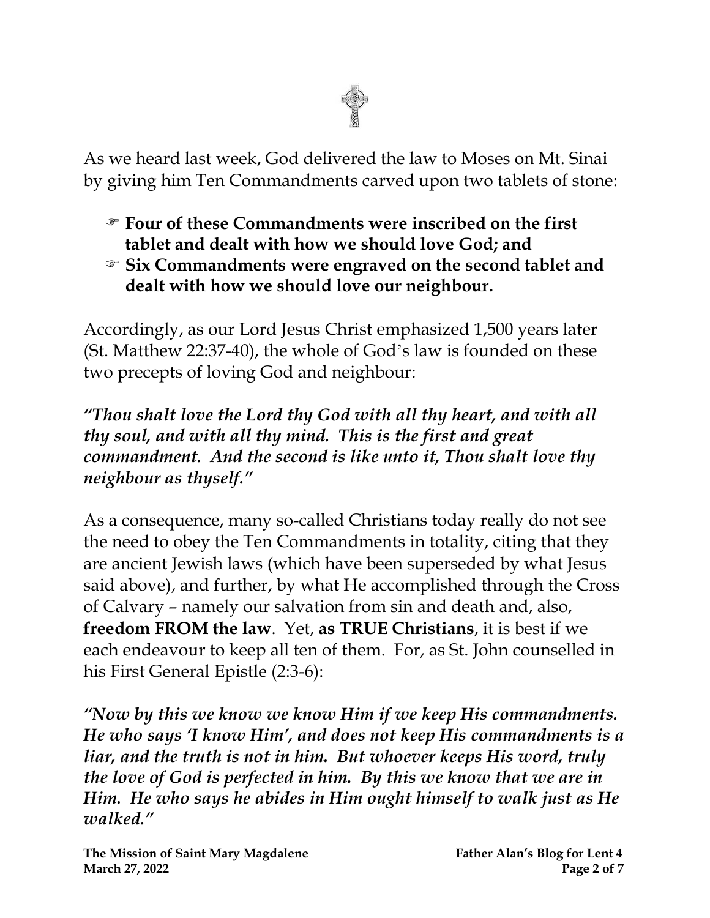As we heard last week, God delivered the law to Moses on Mt. Sinai by giving him Ten Commandments carved upon two tablets of stone:

- ☞ **Four of these Commandments were inscribed on the first tablet and dealt with how we should love God; and**
- ☞ **Six Commandments were engraved on the second tablet and dealt with how we should love our neighbour.**

Accordingly, as our Lord Jesus Christ emphasized 1,500 years later (St. Matthew 22:37-40), the whole of God's law is founded on these two precepts of loving God and neighbour:

***"Thou shalt love the Lord thy God with all thy heart, and with all thy soul, and with all thy mind. This is the first and great commandment. And the second is like unto it, Thou shalt love thy neighbour as thyself."***

As a consequence, many so-called Christians today really do not see the need to obey the Ten Commandments in totality, citing that they are ancient Jewish laws (which have been superseded by what Jesus said above), and further, by what He accomplished through the Cross of Calvary – namely our salvation from sin and death and, also, **freedom FROM the law**. Yet, **as TRUE Christians**, it is best if we each endeavour to keep all ten of them. For, as St. John counselled in his First General Epistle (2:3-6):

***"Now by this we know we know Him if we keep His commandments. He who says 'I know Him', and does not keep His commandments is a liar, and the truth is not in him. But whoever keeps His word, truly the love of God is perfected in him. By this we know that we are in Him. He who says he abides in Him ought himself to walk just as He walked."***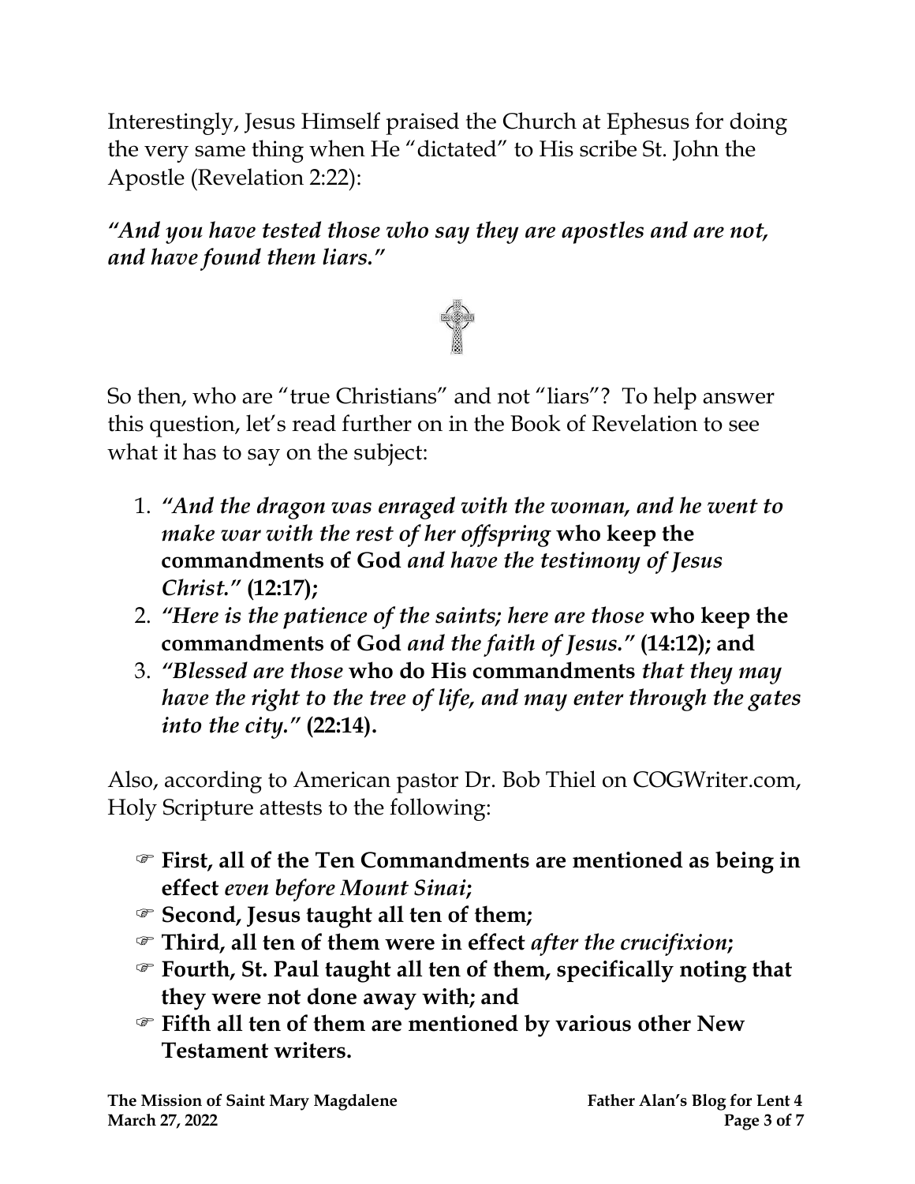Interestingly, Jesus Himself praised the Church at Ephesus for doing the very same thing when He "dictated" to His scribe St. John the Apostle (Revelation 2:22):

***"And you have tested those who say they are apostles and are not, and have found them liars."***

So then, who are "true Christians" and not "liars"? To help answer this question, let's read further on in the Book of Revelation to see what it has to say on the subject:

1. ***"And the dragon was enraged with the woman, and he went to make war with the rest of her offspring* who keep the commandments of God *and have the testimony of Jesus Christ."* (12:17);**
2. ***"Here is the patience of the saints; here are those* who keep the commandments of God *and the faith of Jesus."* (14:12); and**
3. ***"Blessed are those* who do His commandments *that they may have the right to the tree of life, and may enter through the gates into the city."* (22:14).**

Also, according to American pastor Dr. Bob Thiel on COGWriter.com, Holy Scripture attests to the following:

- ☞ **First, all of the Ten Commandments are mentioned as being in effect *even before Mount Sinai*;**
- ☞ **Second, Jesus taught all ten of them;**
- ☞ **Third, all ten of them were in effect *after the crucifixion*;**
- ☞ **Fourth, St. Paul taught all ten of them, specifically noting that they were not done away with; and**
- ☞ **Fifth all ten of them are mentioned by various other New Testament writers.**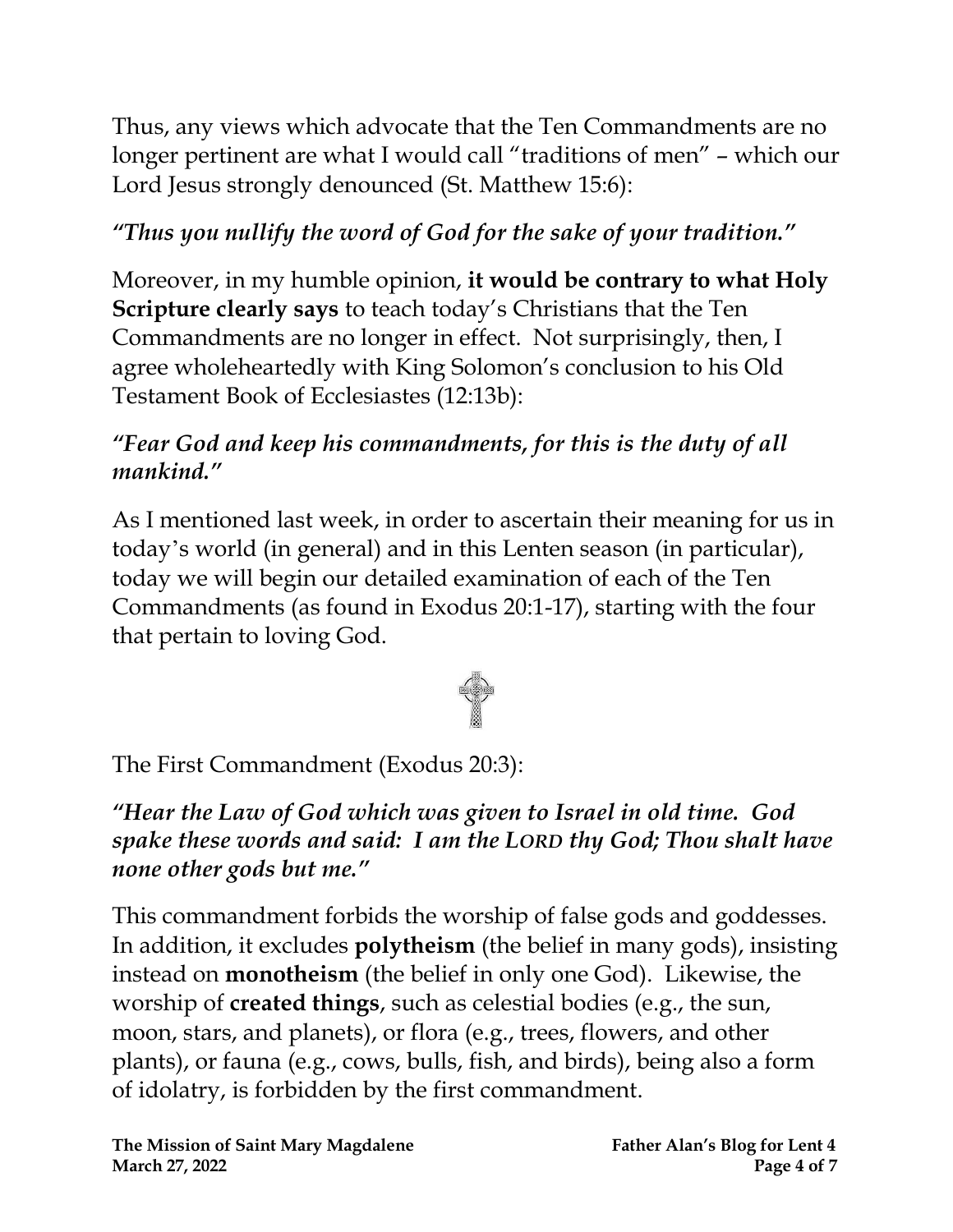Thus, any views which advocate that the Ten Commandments are no longer pertinent are what I would call "traditions of men" – which our Lord Jesus strongly denounced (St. Matthew 15:6):

*"Thus you nullify the word of God for the sake of your tradition."*

Moreover, in my humble opinion, **it would be contrary to what Holy Scripture clearly says** to teach today's Christians that the Ten Commandments are no longer in effect. Not surprisingly, then, I agree wholeheartedly with King Solomon's conclusion to his Old Testament Book of Ecclesiastes (12:13b):

***"Fear God and keep his commandments, for this is the duty of all mankind."***

As I mentioned last week, in order to ascertain their meaning for us in today's world (in general) and in this Lenten season (in particular), today we will begin our detailed examination of each of the Ten Commandments (as found in Exodus 20:1-17), starting with the four that pertain to loving God.

The First Commandment (Exodus 20:3):

***"Hear the Law of God which was given to Israel in old time. God spake these words and said: I am the LORD thy God; Thou shalt have none other gods but me."***

This commandment forbids the worship of false gods and goddesses. In addition, it excludes **polytheism** (the belief in many gods), insisting instead on **monotheism** (the belief in only one God). Likewise, the worship of **created things**, such as celestial bodies (e.g., the sun, moon, stars, and planets), or flora (e.g., trees, flowers, and other plants), or fauna (e.g., cows, bulls, fish, and birds), being also a form of idolatry, is forbidden by the first commandment.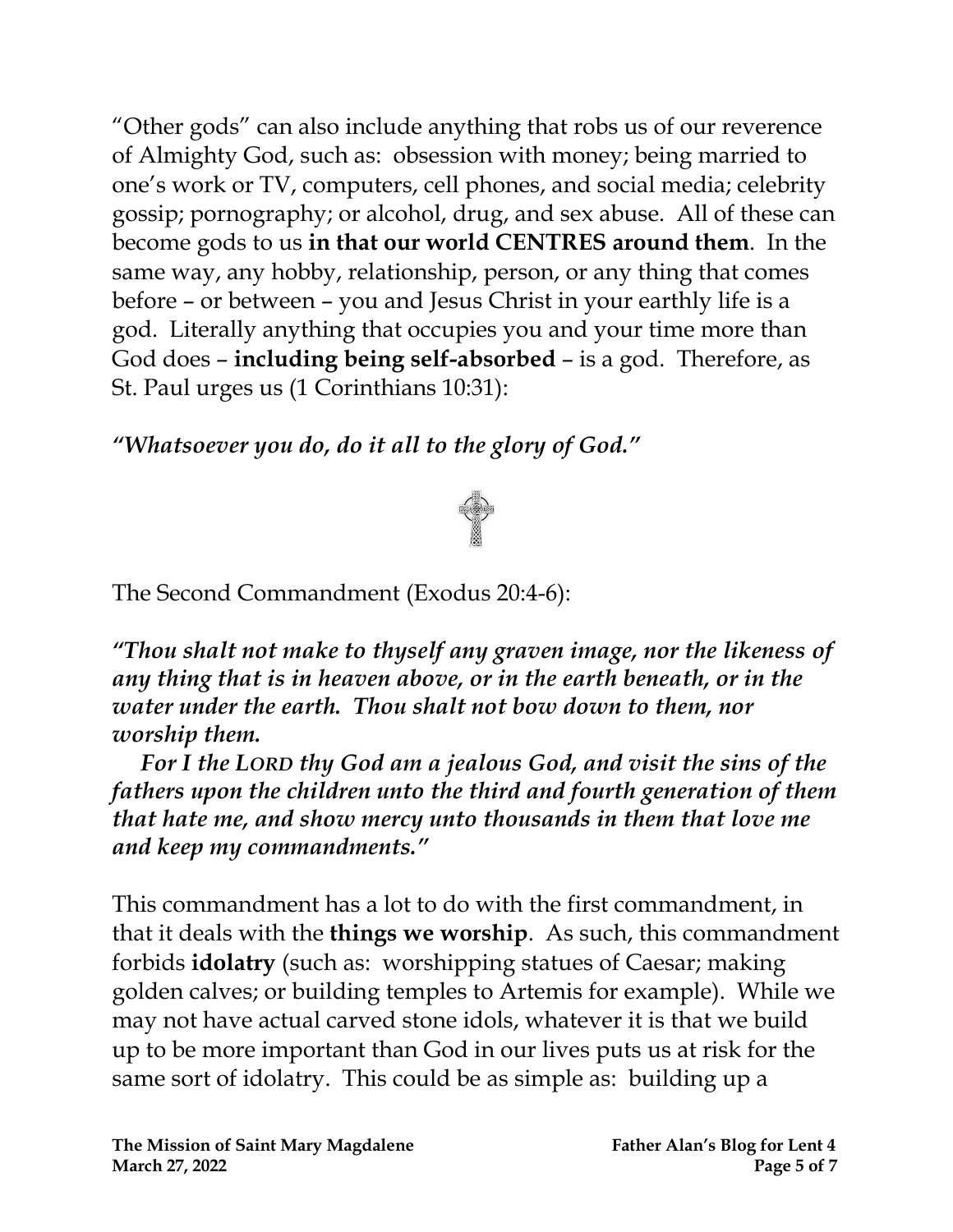"Other gods" can also include anything that robs us of our reverence of Almighty God, such as: obsession with money; being married to one's work or TV, computers, cell phones, and social media; celebrity gossip; pornography; or alcohol, drug, and sex abuse. All of these can become gods to us **in that our world CENTRES around them**. In the same way, any hobby, relationship, person, or any thing that comes before – or between – you and Jesus Christ in your earthly life is a god. Literally anything that occupies you and your time more than God does – **including being self-absorbed** – is a god. Therefore, as St. Paul urges us (1 Corinthians 10:31):

***"Whatsoever you do, do it all to the glory of God."***

The Second Commandment (Exodus 20:4-6):

***"Thou shalt not make to thyself any graven image, nor the likeness of any thing that is in heaven above, or in the earth beneath, or in the water under the earth. Thou shalt not bow down to them, nor worship them.***

***For I the LORD thy God am a jealous God, and visit the sins of the fathers upon the children unto the third and fourth generation of them that hate me, and show mercy unto thousands in them that love me and keep my commandments."***

This commandment has a lot to do with the first commandment, in that it deals with the **things we worship**. As such, this commandment forbids **idolatry** (such as: worshipping statues of Caesar; making golden calves; or building temples to Artemis for example). While we may not have actual carved stone idols, whatever it is that we build up to be more important than God in our lives puts us at risk for the same sort of idolatry. This could be as simple as: building up a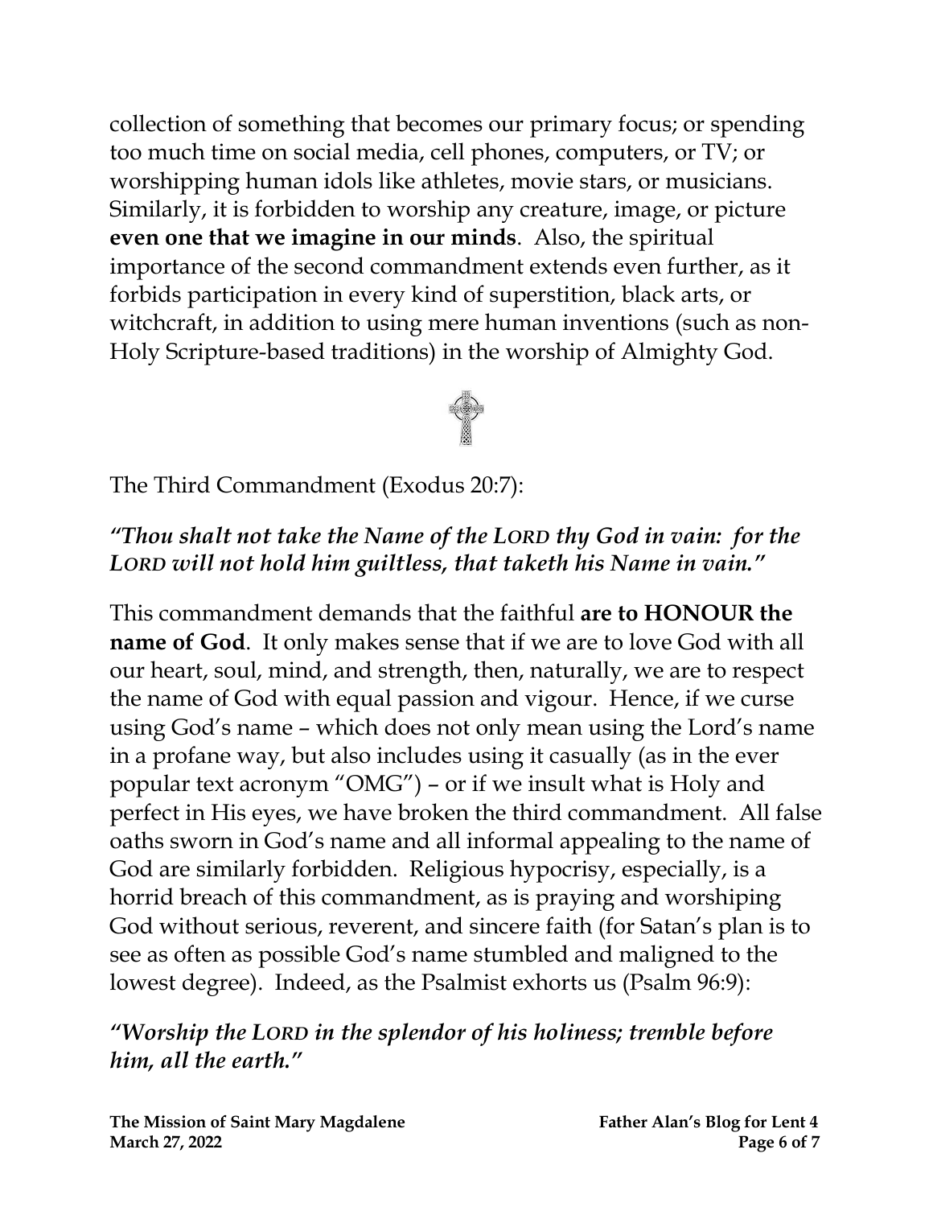collection of something that becomes our primary focus; or spending too much time on social media, cell phones, computers, or TV; or worshipping human idols like athletes, movie stars, or musicians. Similarly, it is forbidden to worship any creature, image, or picture **even one that we imagine in our minds**. Also, the spiritual importance of the second commandment extends even further, as it forbids participation in every kind of superstition, black arts, or witchcraft, in addition to using mere human inventions (such as non-Holy Scripture-based traditions) in the worship of Almighty God.

The Third Commandment (Exodus 20:7):

***"Thou shalt not take the Name of the LORD thy God in vain: for the LORD will not hold him guiltless, that taketh his Name in vain."***

This commandment demands that the faithful **are to HONOUR the name of God**. It only makes sense that if we are to love God with all our heart, soul, mind, and strength, then, naturally, we are to respect the name of God with equal passion and vigour. Hence, if we curse using God's name – which does not only mean using the Lord's name in a profane way, but also includes using it casually (as in the ever popular text acronym "OMG") – or if we insult what is Holy and perfect in His eyes, we have broken the third commandment. All false oaths sworn in God's name and all informal appealing to the name of God are similarly forbidden. Religious hypocrisy, especially, is a horrid breach of this commandment, as is praying and worshiping God without serious, reverent, and sincere faith (for Satan's plan is to see as often as possible God's name stumbled and maligned to the lowest degree). Indeed, as the Psalmist exhorts us (Psalm 96:9):

***"Worship the LORD in the splendor of his holiness; tremble before him, all the earth."***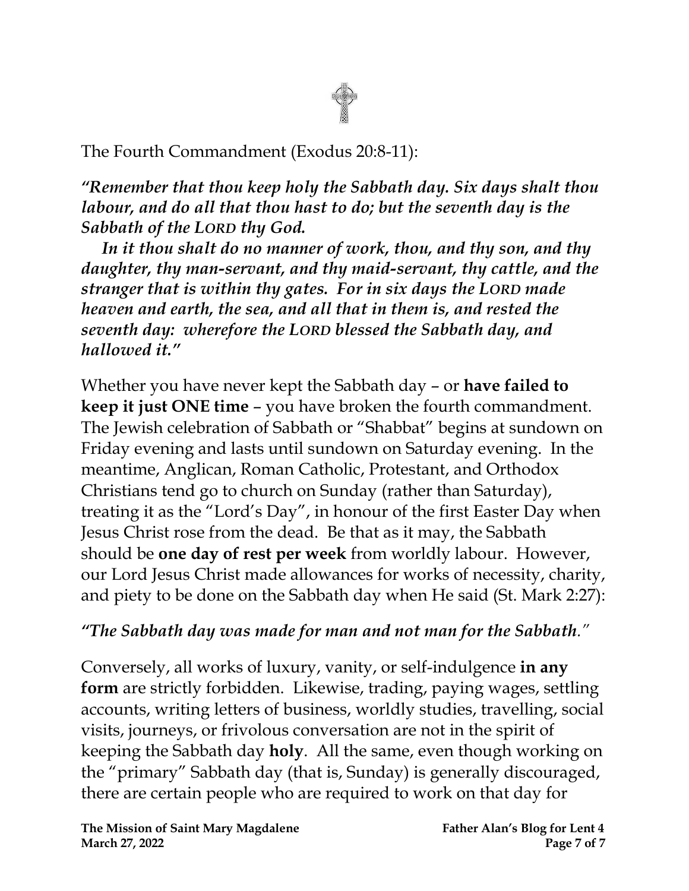The Fourth Commandment (Exodus 20:8-11):

***"Remember that thou keep holy the Sabbath day. Six days shalt thou labour, and do all that thou hast to do; but the seventh day is the Sabbath of the LORD thy God.***

***In it thou shalt do no manner of work, thou, and thy son, and thy daughter, thy man-servant, and thy maid-servant, thy cattle, and the stranger that is within thy gates. For in six days the LORD made heaven and earth, the sea, and all that in them is, and rested the seventh day: wherefore the LORD blessed the Sabbath day, and hallowed it."***

Whether you have never kept the Sabbath day – or **have failed to keep it just ONE time** – you have broken the fourth commandment. The Jewish celebration of Sabbath or "Shabbat" begins at sundown on Friday evening and lasts until sundown on Saturday evening. In the meantime, Anglican, Roman Catholic, Protestant, and Orthodox Christians tend go to church on Sunday (rather than Saturday), treating it as the "Lord's Day", in honour of the first Easter Day when Jesus Christ rose from the dead. Be that as it may, the Sabbath should be **one day of rest per week** from worldly labour. However, our Lord Jesus Christ made allowances for works of necessity, charity, and piety to be done on the Sabbath day when He said (St. Mark 2:27):

***"The Sabbath day was made for man and not man for the Sabbath."***

Conversely, all works of luxury, vanity, or self-indulgence **in any form** are strictly forbidden. Likewise, trading, paying wages, settling accounts, writing letters of business, worldly studies, travelling, social visits, journeys, or frivolous conversation are not in the spirit of keeping the Sabbath day **holy**. All the same, even though working on the "primary" Sabbath day (that is, Sunday) is generally discouraged, there are certain people who are required to work on that day for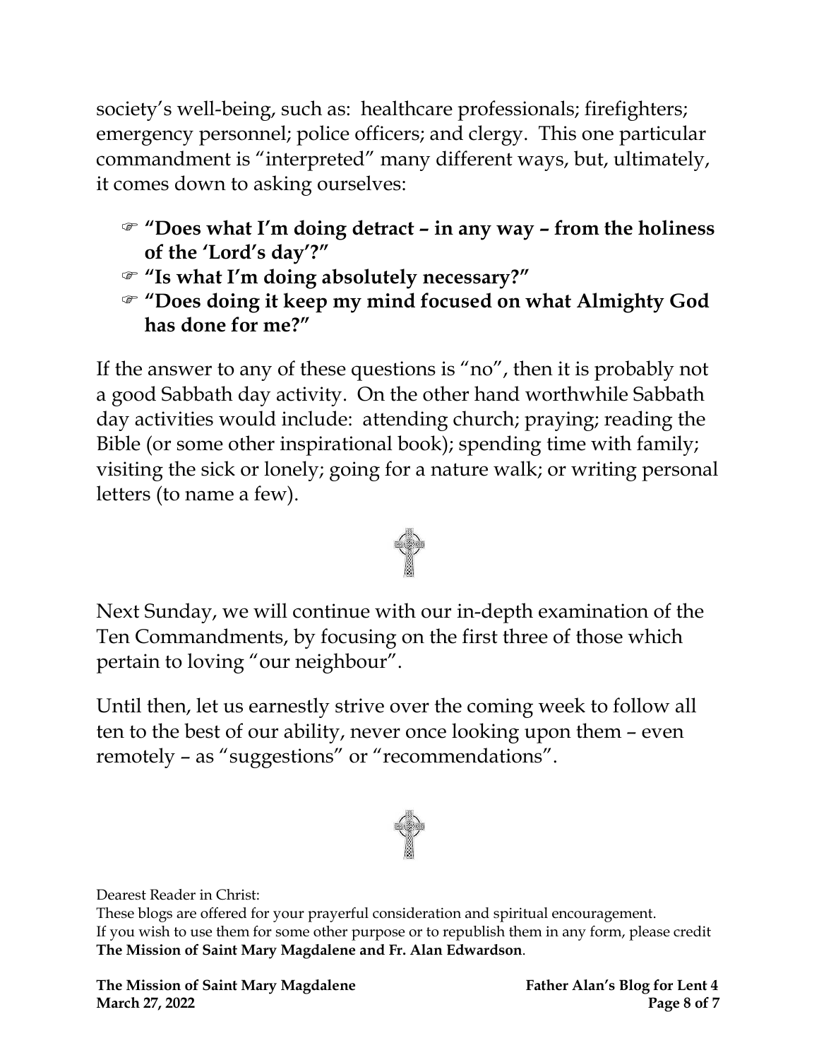society's well-being, such as: healthcare professionals; firefighters; emergency personnel; police officers; and clergy. This one particular commandment is "interpreted" many different ways, but, ultimately, it comes down to asking ourselves:

- ☞ **"Does what I'm doing detract – in any way – from the holiness of the 'Lord's day'?"**
- ☞ **"Is what I'm doing absolutely necessary?"**
- ☞ **"Does doing it keep my mind focused on what Almighty God has done for me?"**

If the answer to any of these questions is "no", then it is probably not a good Sabbath day activity. On the other hand worthwhile Sabbath day activities would include: attending church; praying; reading the Bible (or some other inspirational book); spending time with family; visiting the sick or lonely; going for a nature walk; or writing personal letters (to name a few).

Next Sunday, we will continue with our in-depth examination of the Ten Commandments, by focusing on the first three of those which pertain to loving "our neighbour".

Until then, let us earnestly strive over the coming week to follow all ten to the best of our ability, never once looking upon them – even remotely – as "suggestions" or "recommendations".

Dearest Reader in Christ:
These blogs are offered for your prayerful consideration and spiritual encouragement.
If you wish to use them for some other purpose or to republish them in any form, please credit **The Mission of Saint Mary Magdalene and Fr. Alan Edwardson**.